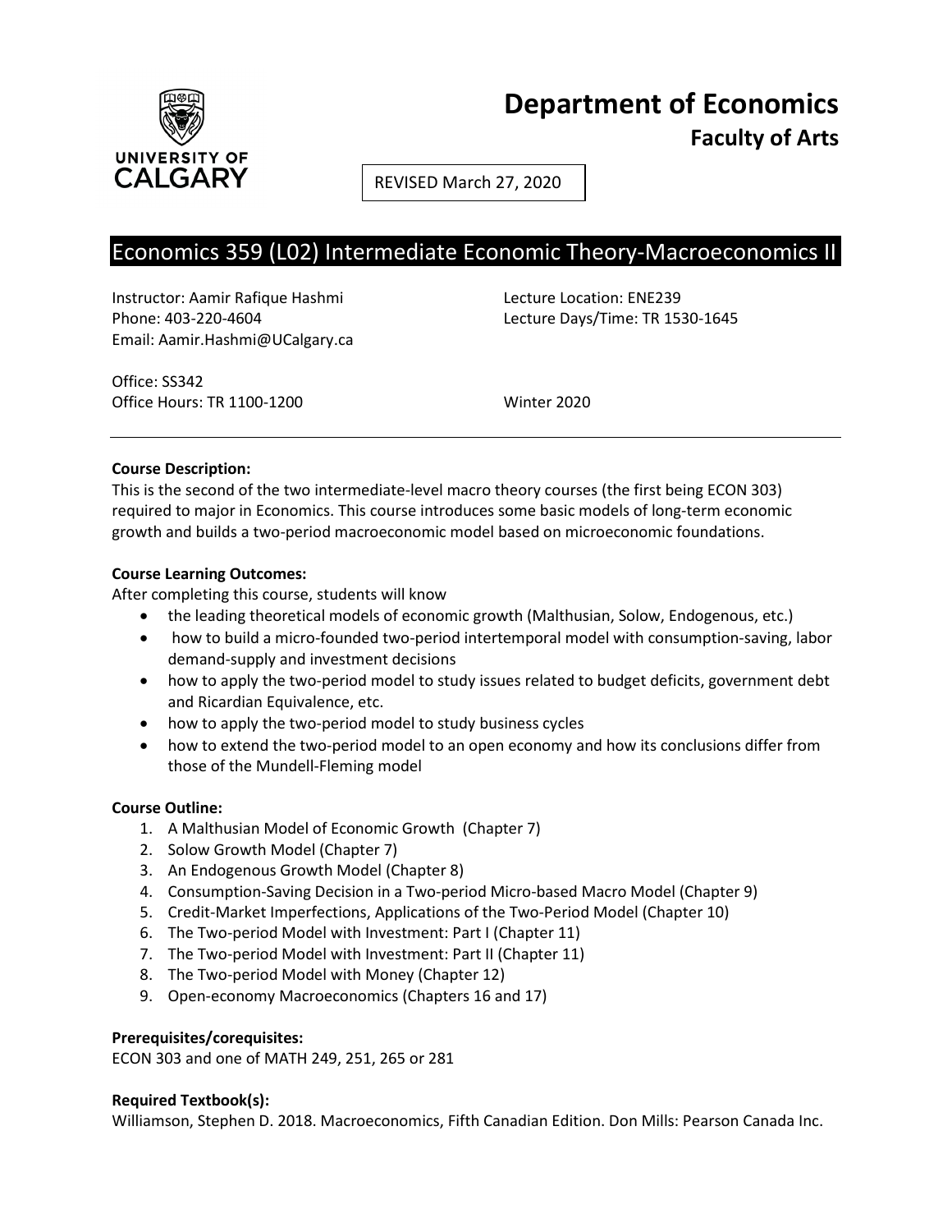UNIVERSITY OF CALGARY

# Department of Economics

## Faculty of Arts

REVISED March 27, 2020

# Economics 359 (L02) Intermediate Economic Theory-Macroeconomics II

Instructor: Aamir Rafique Hashmi
Phone: 403-220-4604
Email: Aamir.Hashmi@UCalgary.ca

Lecture Location: ENE239
Lecture Days/Time: TR 1530-1645

Office: SS342
Office Hours: TR 1100-1200

Winter 2020

---

**Course Description:**
This is the second of the two intermediate-level macro theory courses (the first being ECON 303) required to major in Economics. This course introduces some basic models of long-term economic growth and builds a two-period macroeconomic model based on microeconomic foundations.

**Course Learning Outcomes:**
After completing this course, students will know

- the leading theoretical models of economic growth (Malthusian, Solow, Endogenous, etc.)
- how to build a micro-founded two-period intertemporal model with consumption-saving, labor demand-supply and investment decisions
- how to apply the two-period model to study issues related to budget deficits, government debt and Ricardian Equivalence, etc.
- how to apply the two-period model to study business cycles
- how to extend the two-period model to an open economy and how its conclusions differ from those of the Mundell-Fleming model

**Course Outline:**

1. A Malthusian Model of Economic Growth (Chapter 7)
2. Solow Growth Model (Chapter 7)
3. An Endogenous Growth Model (Chapter 8)
4. Consumption-Saving Decision in a Two-period Micro-based Macro Model (Chapter 9)
5. Credit-Market Imperfections, Applications of the Two-Period Model (Chapter 10)
6. The Two-period Model with Investment: Part I (Chapter 11)
7. The Two-period Model with Investment: Part II (Chapter 11)
8. The Two-period Model with Money (Chapter 12)
9. Open-economy Macroeconomics (Chapters 16 and 17)

**Prerequisites/corequisites:**
ECON 303 and one of MATH 249, 251, 265 or 281

**Required Textbook(s):**
Williamson, Stephen D. 2018. Macroeconomics, Fifth Canadian Edition. Don Mills: Pearson Canada Inc.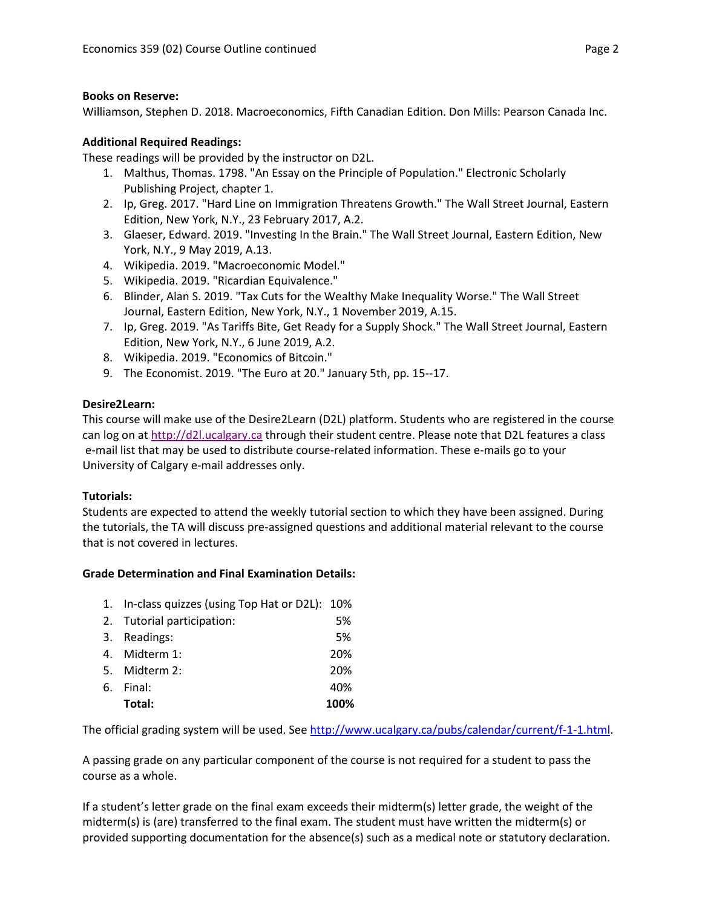**Books on Reserve:**
Williamson, Stephen D. 2018. Macroeconomics, Fifth Canadian Edition. Don Mills: Pearson Canada Inc.

**Additional Required Readings:**
These readings will be provided by the instructor on D2L.

1. Malthus, Thomas. 1798. "An Essay on the Principle of Population." Electronic Scholarly Publishing Project, chapter 1.
2. Ip, Greg. 2017. "Hard Line on Immigration Threatens Growth." The Wall Street Journal, Eastern Edition, New York, N.Y., 23 February 2017, A.2.
3. Glaeser, Edward. 2019. "Investing In the Brain." The Wall Street Journal, Eastern Edition, New York, N.Y., 9 May 2019, A.13.
4. Wikipedia. 2019. "Macroeconomic Model."
5. Wikipedia. 2019. "Ricardian Equivalence."
6. Blinder, Alan S. 2019. "Tax Cuts for the Wealthy Make Inequality Worse." The Wall Street Journal, Eastern Edition, New York, N.Y., 1 November 2019, A.15.
7. Ip, Greg. 2019. "As Tariffs Bite, Get Ready for a Supply Shock." The Wall Street Journal, Eastern Edition, New York, N.Y., 6 June 2019, A.2.
8. Wikipedia. 2019. "Economics of Bitcoin."
9. The Economist. 2019. "The Euro at 20." January 5th, pp. 15--17.

**Desire2Learn:**
This course will make use of the Desire2Learn (D2L) platform. Students who are registered in the course can log on at http://d2l.ucalgary.ca through their student centre. Please note that D2L features a class e-mail list that may be used to distribute course-related information. These e-mails go to your University of Calgary e-mail addresses only.

**Tutorials:**
Students are expected to attend the weekly tutorial section to which they have been assigned. During the tutorials, the TA will discuss pre-assigned questions and additional material relevant to the course that is not covered in lectures.

**Grade Determination and Final Examination Details:**

| | Component | Weight |
|---|---|---|
| 1. | In-class quizzes (using Top Hat or D2L): | 10% |
| 2. | Tutorial participation: | 5% |
| 3. | Readings: | 5% |
| 4. | Midterm 1: | 20% |
| 5. | Midterm 2: | 20% |
| 6. | Final: | 40% |
| | **Total:** | **100%** |

The official grading system will be used. See http://www.ucalgary.ca/pubs/calendar/current/f-1-1.html.

A passing grade on any particular component of the course is not required for a student to pass the course as a whole.

If a student's letter grade on the final exam exceeds their midterm(s) letter grade, the weight of the midterm(s) is (are) transferred to the final exam. The student must have written the midterm(s) or provided supporting documentation for the absence(s) such as a medical note or statutory declaration.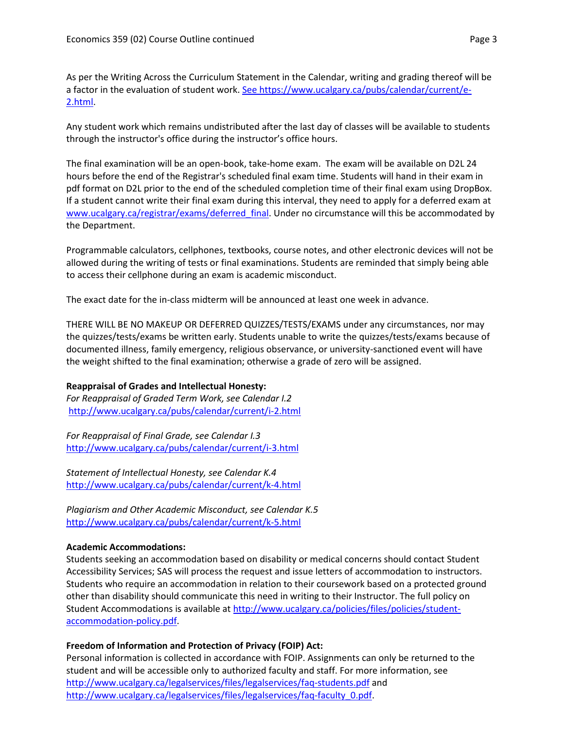As per the Writing Across the Curriculum Statement in the Calendar, writing and grading thereof will be a factor in the evaluation of student work. See https://www.ucalgary.ca/pubs/calendar/current/e-2.html.

Any student work which remains undistributed after the last day of classes will be available to students through the instructor's office during the instructor's office hours.

The final examination will be an open-book, take-home exam. The exam will be available on D2L 24 hours before the end of the Registrar's scheduled final exam time. Students will hand in their exam in pdf format on D2L prior to the end of the scheduled completion time of their final exam using DropBox. If a student cannot write their final exam during this interval, they need to apply for a deferred exam at www.ucalgary.ca/registrar/exams/deferred_final. Under no circumstance will this be accommodated by the Department.

Programmable calculators, cellphones, textbooks, course notes, and other electronic devices will not be allowed during the writing of tests or final examinations. Students are reminded that simply being able to access their cellphone during an exam is academic misconduct.

The exact date for the in-class midterm will be announced at least one week in advance.

THERE WILL BE NO MAKEUP OR DEFERRED QUIZZES/TESTS/EXAMS under any circumstances, nor may the quizzes/tests/exams be written early. Students unable to write the quizzes/tests/exams because of documented illness, family emergency, religious observance, or university-sanctioned event will have the weight shifted to the final examination; otherwise a grade of zero will be assigned.

**Reappraisal of Grades and Intellectual Honesty:**

*For Reappraisal of Graded Term Work, see Calendar I.2*
http://www.ucalgary.ca/pubs/calendar/current/i-2.html

*For Reappraisal of Final Grade, see Calendar I.3*
http://www.ucalgary.ca/pubs/calendar/current/i-3.html

*Statement of Intellectual Honesty, see Calendar K.4*
http://www.ucalgary.ca/pubs/calendar/current/k-4.html

*Plagiarism and Other Academic Misconduct, see Calendar K.5*
http://www.ucalgary.ca/pubs/calendar/current/k-5.html

**Academic Accommodations:**

Students seeking an accommodation based on disability or medical concerns should contact Student Accessibility Services; SAS will process the request and issue letters of accommodation to instructors. Students who require an accommodation in relation to their coursework based on a protected ground other than disability should communicate this need in writing to their Instructor. The full policy on Student Accommodations is available at http://www.ucalgary.ca/policies/files/policies/student-accommodation-policy.pdf.

**Freedom of Information and Protection of Privacy (FOIP) Act:**

Personal information is collected in accordance with FOIP. Assignments can only be returned to the student and will be accessible only to authorized faculty and staff. For more information, see http://www.ucalgary.ca/legalservices/files/legalservices/faq-students.pdf and http://www.ucalgary.ca/legalservices/files/legalservices/faq-faculty_0.pdf.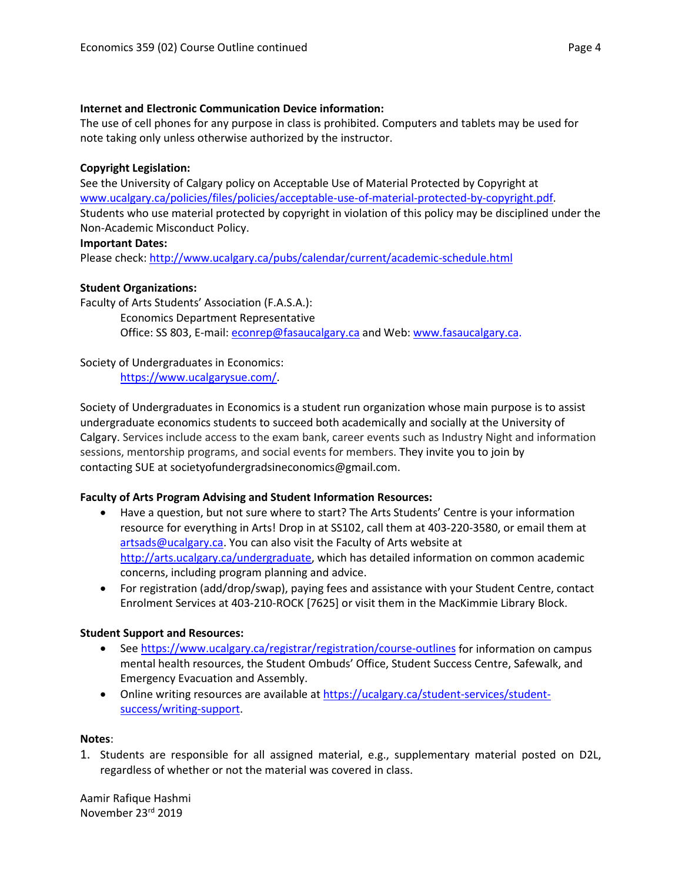**Internet and Electronic Communication Device information:**
The use of cell phones for any purpose in class is prohibited. Computers and tablets may be used for note taking only unless otherwise authorized by the instructor.

**Copyright Legislation:**
See the University of Calgary policy on Acceptable Use of Material Protected by Copyright at www.ucalgary.ca/policies/files/policies/acceptable-use-of-material-protected-by-copyright.pdf. Students who use material protected by copyright in violation of this policy may be disciplined under the Non-Academic Misconduct Policy.

**Important Dates:**
Please check: http://www.ucalgary.ca/pubs/calendar/current/academic-schedule.html

**Student Organizations:**
Faculty of Arts Students' Association (F.A.S.A.):

Economics Department Representative
Office: SS 803, E-mail: econrep@fasaucalgary.ca and Web: www.fasaucalgary.ca.

Society of Undergraduates in Economics:

https://www.ucalgarysue.com/.

Society of Undergraduates in Economics is a student run organization whose main purpose is to assist undergraduate economics students to succeed both academically and socially at the University of Calgary. Services include access to the exam bank, career events such as Industry Night and information sessions, mentorship programs, and social events for members. They invite you to join by contacting SUE at societyofundergradsineconomics@gmail.com.

**Faculty of Arts Program Advising and Student Information Resources:**

- Have a question, but not sure where to start? The Arts Students' Centre is your information resource for everything in Arts! Drop in at SS102, call them at 403-220-3580, or email them at artsads@ucalgary.ca. You can also visit the Faculty of Arts website at http://arts.ucalgary.ca/undergraduate, which has detailed information on common academic concerns, including program planning and advice.
- For registration (add/drop/swap), paying fees and assistance with your Student Centre, contact Enrolment Services at 403-210-ROCK [7625] or visit them in the MacKimmie Library Block.

**Student Support and Resources:**

- See https://www.ucalgary.ca/registrar/registration/course-outlines for information on campus mental health resources, the Student Ombuds' Office, Student Success Centre, Safewalk, and Emergency Evacuation and Assembly.
- Online writing resources are available at https://ucalgary.ca/student-services/student-success/writing-support.

**Notes**:

1. Students are responsible for all assigned material, e.g., supplementary material posted on D2L, regardless of whether or not the material was covered in class.

Aamir Rafique Hashmi
November 23rd 2019